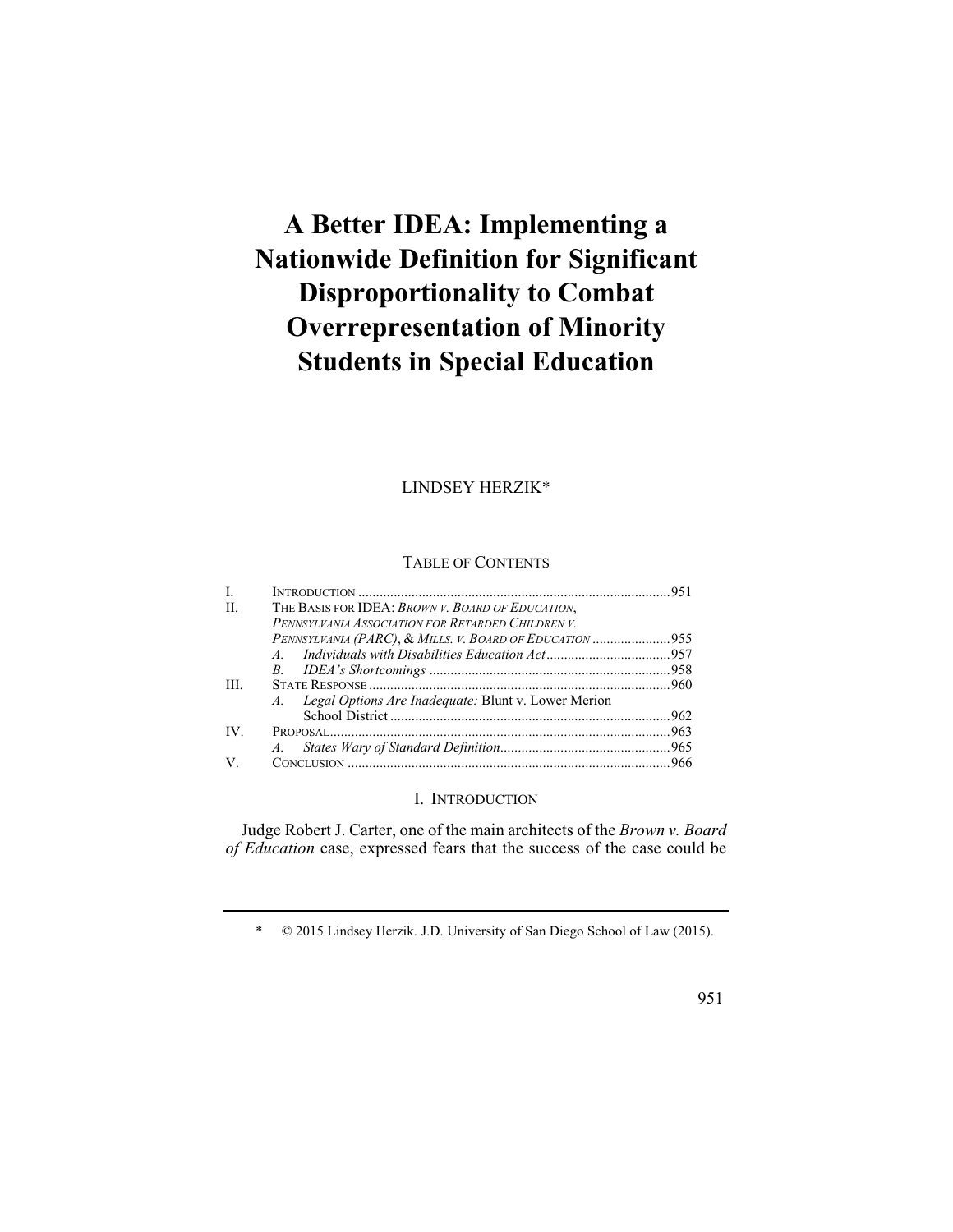# A Better IDEA: Implementing a Nationwide Definition for Significant Disproportionality to Combat Overrepresentation of Minority Students in Special Education

LINDSEY HERZIK*

TABLE OF CONTENTS

| | | |
|---|---|---|
| I. | INTRODUCTION | 951 |
| II. | THE BASIS FOR IDEA: *BROWN V. BOARD OF EDUCATION*, *PENNSYLVANIA ASSOCIATION FOR RETARDED CHILDREN V. PENNSYLVANIA (PARC)*, & *MILLS. V. BOARD OF EDUCATION* | 955 |
| | *A. Individuals with Disabilities Education Act* | 957 |
| | *B. IDEA's Shortcomings* | 958 |
| III. | STATE RESPONSE | 960 |
| | *A. Legal Options Are Inadequate:* Blunt v. Lower Merion School District | 962 |
| IV. | PROPOSAL | 963 |
| | *A. States Wary of Standard Definition* | 965 |
| V. | CONCLUSION | 966 |

## I. INTRODUCTION

Judge Robert J. Carter, one of the main architects of the *Brown v. Board of Education* case, expressed fears that the success of the case could be

---

\* © 2015 Lindsey Herzik. J.D. University of San Diego School of Law (2015).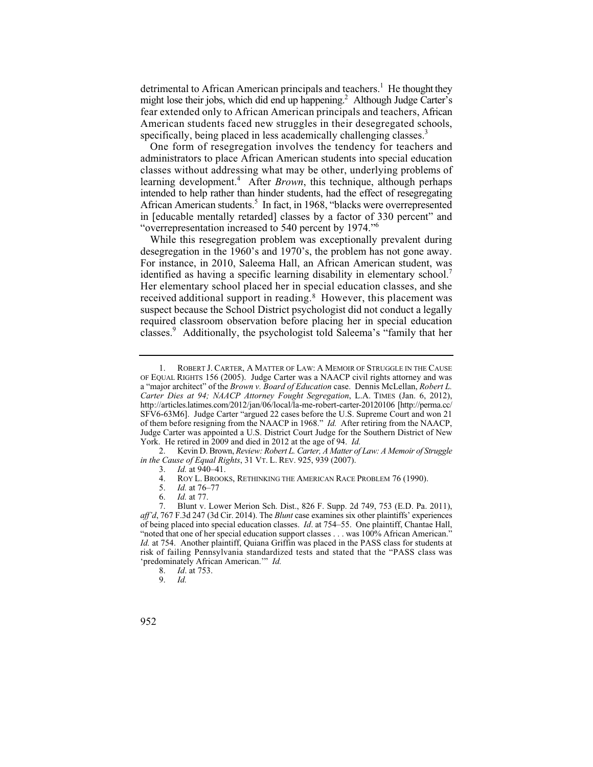detrimental to African American principals and teachers.[1] He thought they might lose their jobs, which did end up happening.[2] Although Judge Carter's fear extended only to African American principals and teachers, African American students faced new struggles in their desegregated schools, specifically, being placed in less academically challenging classes.[3]

One form of resegregation involves the tendency for teachers and administrators to place African American students into special education classes without addressing what may be other, underlying problems of learning development.[4] After *Brown*, this technique, although perhaps intended to help rather than hinder students, had the effect of resegregating African American students.[5] In fact, in 1968, "blacks were overrepresented in [educable mentally retarded] classes by a factor of 330 percent" and "overrepresentation increased to 540 percent by 1974."[6]

While this resegregation problem was exceptionally prevalent during desegregation in the 1960's and 1970's, the problem has not gone away. For instance, in 2010, Saleema Hall, an African American student, was identified as having a specific learning disability in elementary school.[7] Her elementary school placed her in special education classes, and she received additional support in reading.[8] However, this placement was suspect because the School District psychologist did not conduct a legally required classroom observation before placing her in special education classes.[9] Additionally, the psychologist told Saleema's "family that her

---

1. ROBERT J. CARTER, A MATTER OF LAW: A MEMOIR OF STRUGGLE IN THE CAUSE OF EQUAL RIGHTS 156 (2005). Judge Carter was a NAACP civil rights attorney and was a "major architect" of the *Brown v. Board of Education* case. Dennis McLellan, *Robert L. Carter Dies at 94; NAACP Attorney Fought Segregation*, L.A. TIMES (Jan. 6, 2012), http://articles.latimes.com/2012/jan/06/local/la-me-robert-carter-20120106 [http://perma.cc/SFV6-63M6]. Judge Carter "argued 22 cases before the U.S. Supreme Court and won 21 of them before resigning from the NAACP in 1968." *Id.* After retiring from the NAACP, Judge Carter was appointed a U.S. District Court Judge for the Southern District of New York. He retired in 2009 and died in 2012 at the age of 94. *Id.*

2. Kevin D. Brown, *Review: Robert L. Carter, A Matter of Law: A Memoir of Struggle in the Cause of Equal Rights*, 31 VT. L. REV. 925, 939 (2007).

3. *Id.* at 940–41.

4. ROY L. BROOKS, RETHINKING THE AMERICAN RACE PROBLEM 76 (1990).

5. *Id.* at 76–77

6. *Id.* at 77.

7. Blunt v. Lower Merion Sch. Dist., 826 F. Supp. 2d 749, 753 (E.D. Pa. 2011), *aff'd*, 767 F.3d 247 (3d Cir. 2014). The *Blunt* case examines six other plaintiffs' experiences of being placed into special education classes. *Id*. at 754–55. One plaintiff, Chantae Hall, "noted that one of her special education support classes . . . was 100% African American." *Id.* at 754. Another plaintiff, Quiana Griffin was placed in the PASS class for students at risk of failing Pennsylvania standardized tests and stated that the "PASS class was 'predominately African American.'" *Id.*

8. *Id*. at 753.

9. *Id.*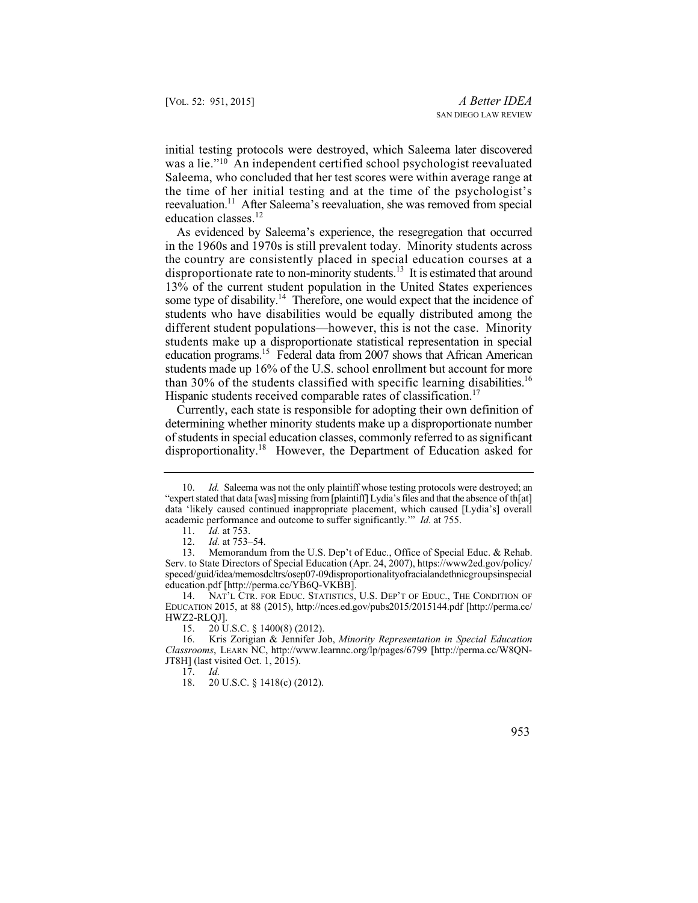initial testing protocols were destroyed, which Saleema later discovered was a lie."[10] An independent certified school psychologist reevaluated Saleema, who concluded that her test scores were within average range at the time of her initial testing and at the time of the psychologist's reevaluation.[11] After Saleema's reevaluation, she was removed from special education classes.[12]

As evidenced by Saleema's experience, the resegregation that occurred in the 1960s and 1970s is still prevalent today. Minority students across the country are consistently placed in special education courses at a disproportionate rate to non-minority students.[13] It is estimated that around 13% of the current student population in the United States experiences some type of disability.[14] Therefore, one would expect that the incidence of students who have disabilities would be equally distributed among the different student populations—however, this is not the case. Minority students make up a disproportionate statistical representation in special education programs.[15] Federal data from 2007 shows that African American students made up 16% of the U.S. school enrollment but account for more than 30% of the students classified with specific learning disabilities.[16] Hispanic students received comparable rates of classification.[17]

Currently, each state is responsible for adopting their own definition of determining whether minority students make up a disproportionate number of students in special education classes, commonly referred to as significant disproportionality.[18] However, the Department of Education asked for

---

10. *Id.* Saleema was not the only plaintiff whose testing protocols were destroyed; an "expert stated that data [was] missing from [plaintiff] Lydia's files and that the absence of th[at] data 'likely caused continued inappropriate placement, which caused [Lydia's] overall academic performance and outcome to suffer significantly.'" *Id.* at 755.

11. *Id.* at 753.

12. *Id.* at 753–54.

13. Memorandum from the U.S. Dep't of Educ., Office of Special Educ. & Rehab. Serv. to State Directors of Special Education (Apr. 24, 2007), https://www2ed.gov/policy/speced/guid/idea/memosdcltrs/osep07-09disproportionalityofracialandethnicgroupsinspecialeducation.pdf [http://perma.cc/YB6Q-VKBB].

14. NAT'L CTR. FOR EDUC. STATISTICS, U.S. DEP'T OF EDUC., THE CONDITION OF EDUCATION 2015, at 88 (2015), http://nces.ed.gov/pubs2015/2015144.pdf [http://perma.cc/HWZ2-RLQJ].

15. 20 U.S.C. § 1400(8) (2012).

16. Kris Zorigian & Jennifer Job, *Minority Representation in Special Education Classrooms*, LEARN NC, http://www.learnnc.org/lp/pages/6799 [http://perma.cc/W8QN-JT8H] (last visited Oct. 1, 2015).

17. *Id.*

18. 20 U.S.C. § 1418(c) (2012).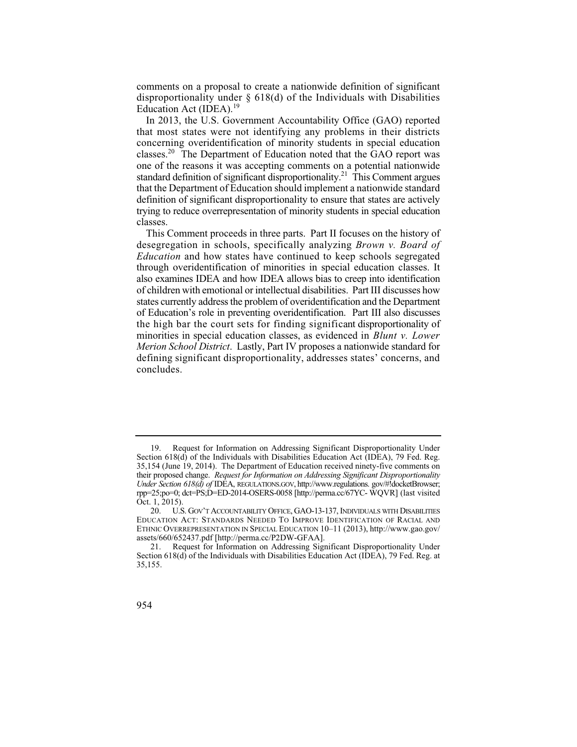comments on a proposal to create a nationwide definition of significant disproportionality under § 618(d) of the Individuals with Disabilities Education Act (IDEA).[19]

In 2013, the U.S. Government Accountability Office (GAO) reported that most states were not identifying any problems in their districts concerning overidentification of minority students in special education classes.[20] The Department of Education noted that the GAO report was one of the reasons it was accepting comments on a potential nationwide standard definition of significant disproportionality.[21] This Comment argues that the Department of Education should implement a nationwide standard definition of significant disproportionality to ensure that states are actively trying to reduce overrepresentation of minority students in special education classes.

This Comment proceeds in three parts. Part II focuses on the history of desegregation in schools, specifically analyzing *Brown v. Board of Education* and how states have continued to keep schools segregated through overidentification of minorities in special education classes. It also examines IDEA and how IDEA allows bias to creep into identification of children with emotional or intellectual disabilities. Part III discusses how states currently address the problem of overidentification and the Department of Education's role in preventing overidentification. Part III also discusses the high bar the court sets for finding significant disproportionality of minorities in special education classes, as evidenced in *Blunt v. Lower Merion School District*. Lastly, Part IV proposes a nationwide standard for defining significant disproportionality, addresses states' concerns, and concludes.

---

19. Request for Information on Addressing Significant Disproportionality Under Section 618(d) of the Individuals with Disabilities Education Act (IDEA), 79 Fed. Reg. 35,154 (June 19, 2014). The Department of Education received ninety-five comments on their proposed change. *Request for Information on Addressing Significant Disproportionality Under Section 618(d) of* IDEA, REGULATIONS.GOV, http://www.regulations. gov/#!docketBrowser; rpp=25;po=0; dct=PS;D=ED-2014-OSERS-0058 [http://perma.cc/67YC- WQVR] (last visited Oct. 1, 2015).

20. U.S. GOV'T ACCOUNTABILITY OFFICE, GAO-13-137, INDIVIDUALS WITH DISABILITIES EDUCATION ACT: STANDARDS NEEDED TO IMPROVE IDENTIFICATION OF RACIAL AND ETHNIC OVERREPRESENTATION IN SPECIAL EDUCATION 10–11 (2013), http://www.gao.gov/ assets/660/652437.pdf [http://perma.cc/P2DW-GFAA].

21. Request for Information on Addressing Significant Disproportionality Under Section 618(d) of the Individuals with Disabilities Education Act (IDEA), 79 Fed. Reg. at 35,155.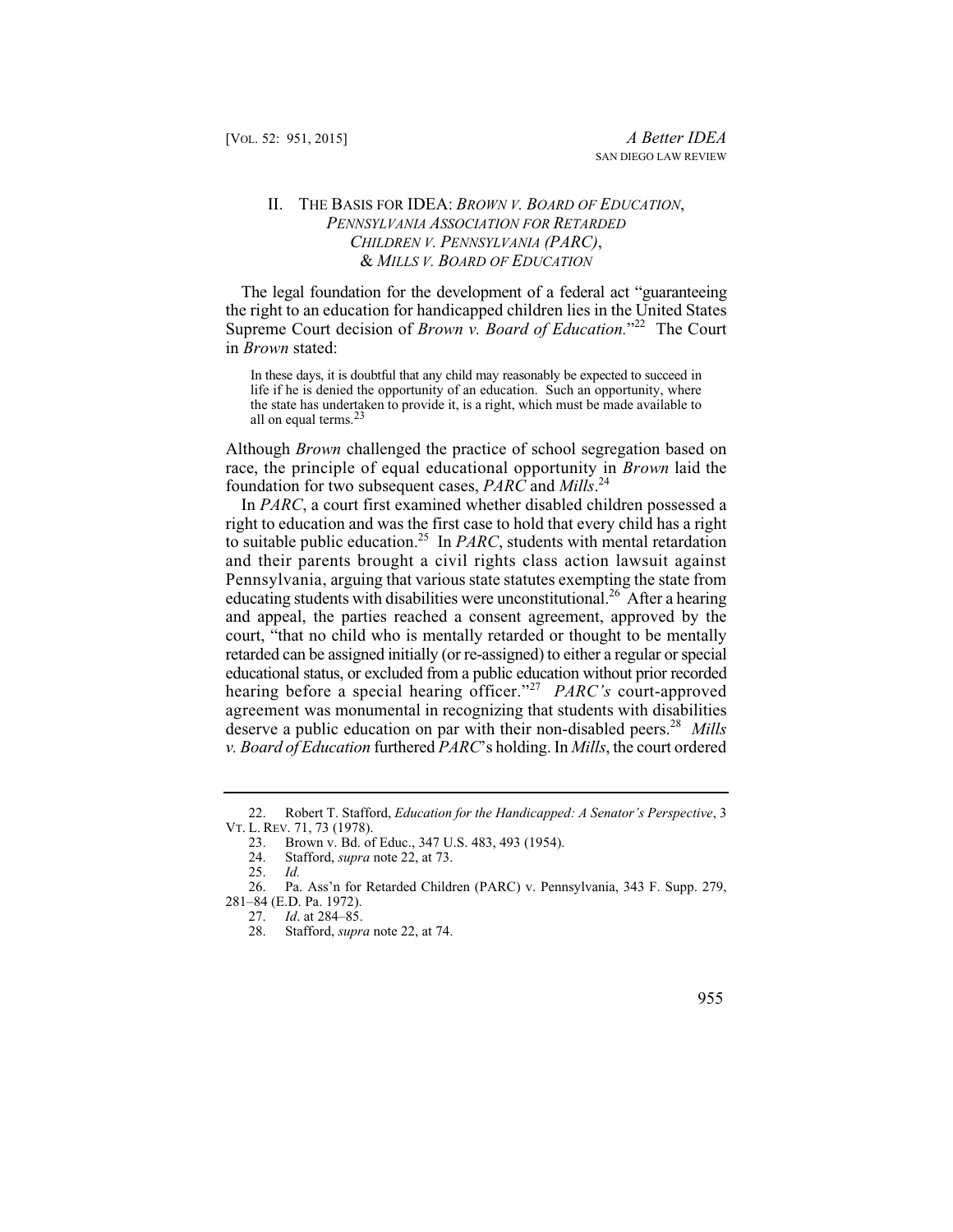## II. The Basis for IDEA: *Brown v. Board of Education*, *Pennsylvania Association for Retarded Children v. Pennsylvania (PARC)*, & *Mills v. Board of Education*

The legal foundation for the development of a federal act "guaranteeing the right to an education for handicapped children lies in the United States Supreme Court decision of *Brown v. Board of Education*."[22] The Court in *Brown* stated:

> In these days, it is doubtful that any child may reasonably be expected to succeed in life if he is denied the opportunity of an education. Such an opportunity, where the state has undertaken to provide it, is a right, which must be made available to all on equal terms.[23]

Although *Brown* challenged the practice of school segregation based on race, the principle of equal educational opportunity in *Brown* laid the foundation for two subsequent cases, *PARC* and *Mills*.[24]

In *PARC*, a court first examined whether disabled children possessed a right to education and was the first case to hold that every child has a right to suitable public education.[25] In *PARC*, students with mental retardation and their parents brought a civil rights class action lawsuit against Pennsylvania, arguing that various state statutes exempting the state from educating students with disabilities were unconstitutional.[26] After a hearing and appeal, the parties reached a consent agreement, approved by the court, "that no child who is mentally retarded or thought to be mentally retarded can be assigned initially (or re-assigned) to either a regular or special educational status, or excluded from a public education without prior recorded hearing before a special hearing officer."[27] *PARC's* court-approved agreement was monumental in recognizing that students with disabilities deserve a public education on par with their non-disabled peers.[28] *Mills v. Board of Education* furthered *PARC*'s holding. In *Mills*, the court ordered

---

22. Robert T. Stafford, *Education for the Handicapped: A Senator's Perspective*, 3 VT. L. REV. 71, 73 (1978).

23. Brown v. Bd. of Educ., 347 U.S. 483, 493 (1954).

24. Stafford, *supra* note 22, at 73.

25. *Id.*

26. Pa. Ass'n for Retarded Children (PARC) v. Pennsylvania, 343 F. Supp. 279, 281–84 (E.D. Pa. 1972).

27. *Id*. at 284–85.

28. Stafford, *supra* note 22, at 74.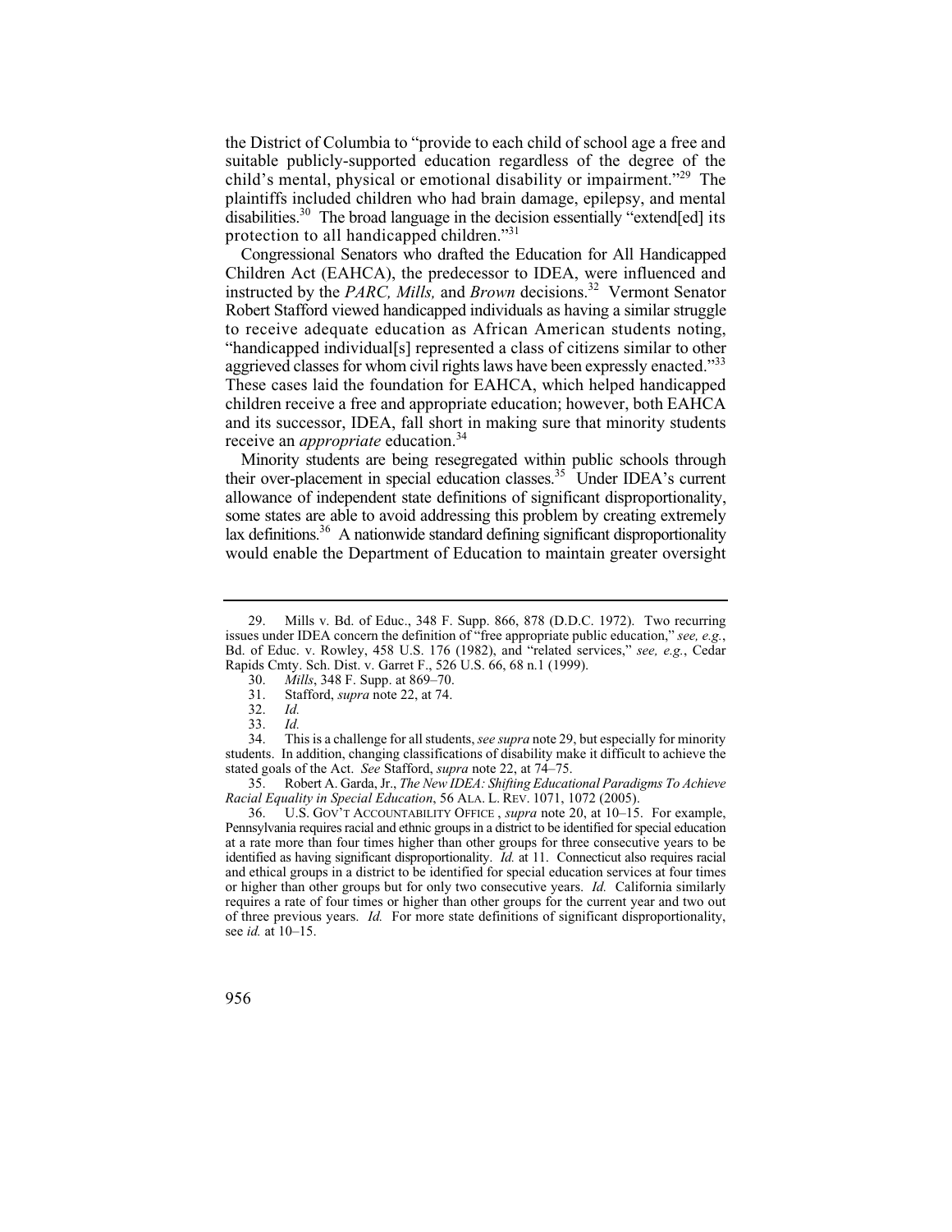the District of Columbia to "provide to each child of school age a free and suitable publicly-supported education regardless of the degree of the child's mental, physical or emotional disability or impairment."[29] The plaintiffs included children who had brain damage, epilepsy, and mental disabilities.[30] The broad language in the decision essentially "extend[ed] its protection to all handicapped children."[31]

Congressional Senators who drafted the Education for All Handicapped Children Act (EAHCA), the predecessor to IDEA, were influenced and instructed by the *PARC, Mills,* and *Brown* decisions.[32] Vermont Senator Robert Stafford viewed handicapped individuals as having a similar struggle to receive adequate education as African American students noting, "handicapped individual[s] represented a class of citizens similar to other aggrieved classes for whom civil rights laws have been expressly enacted."[33] These cases laid the foundation for EAHCA, which helped handicapped children receive a free and appropriate education; however, both EAHCA and its successor, IDEA, fall short in making sure that minority students receive an *appropriate* education.[34]

Minority students are being resegregated within public schools through their over-placement in special education classes.[35] Under IDEA's current allowance of independent state definitions of significant disproportionality, some states are able to avoid addressing this problem by creating extremely lax definitions.[36] A nationwide standard defining significant disproportionality would enable the Department of Education to maintain greater oversight

---

29. Mills v. Bd. of Educ., 348 F. Supp. 866, 878 (D.D.C. 1972). Two recurring issues under IDEA concern the definition of "free appropriate public education," *see, e.g.*, Bd. of Educ. v. Rowley, 458 U.S. 176 (1982), and "related services," *see, e.g.*, Cedar Rapids Cmty. Sch. Dist. v. Garret F., 526 U.S. 66, 68 n.1 (1999).

30. *Mills*, 348 F. Supp. at 869–70.

31. Stafford, *supra* note 22, at 74.

32. *Id.*

33. *Id.*

34. This is a challenge for all students, *see supra* note 29, but especially for minority students. In addition, changing classifications of disability make it difficult to achieve the stated goals of the Act. *See* Stafford, *supra* note 22, at 74–75.

35. Robert A. Garda, Jr., *The New IDEA: Shifting Educational Paradigms To Achieve Racial Equality in Special Education*, 56 ALA. L. REV. 1071, 1072 (2005).

36. U.S. GOV'T ACCOUNTABILITY OFFICE , *supra* note 20, at 10–15. For example, Pennsylvania requires racial and ethnic groups in a district to be identified for special education at a rate more than four times higher than other groups for three consecutive years to be identified as having significant disproportionality. *Id.* at 11. Connecticut also requires racial and ethical groups in a district to be identified for special education services at four times or higher than other groups but for only two consecutive years. *Id.* California similarly requires a rate of four times or higher than other groups for the current year and two out of three previous years. *Id.* For more state definitions of significant disproportionality, see *id.* at 10–15.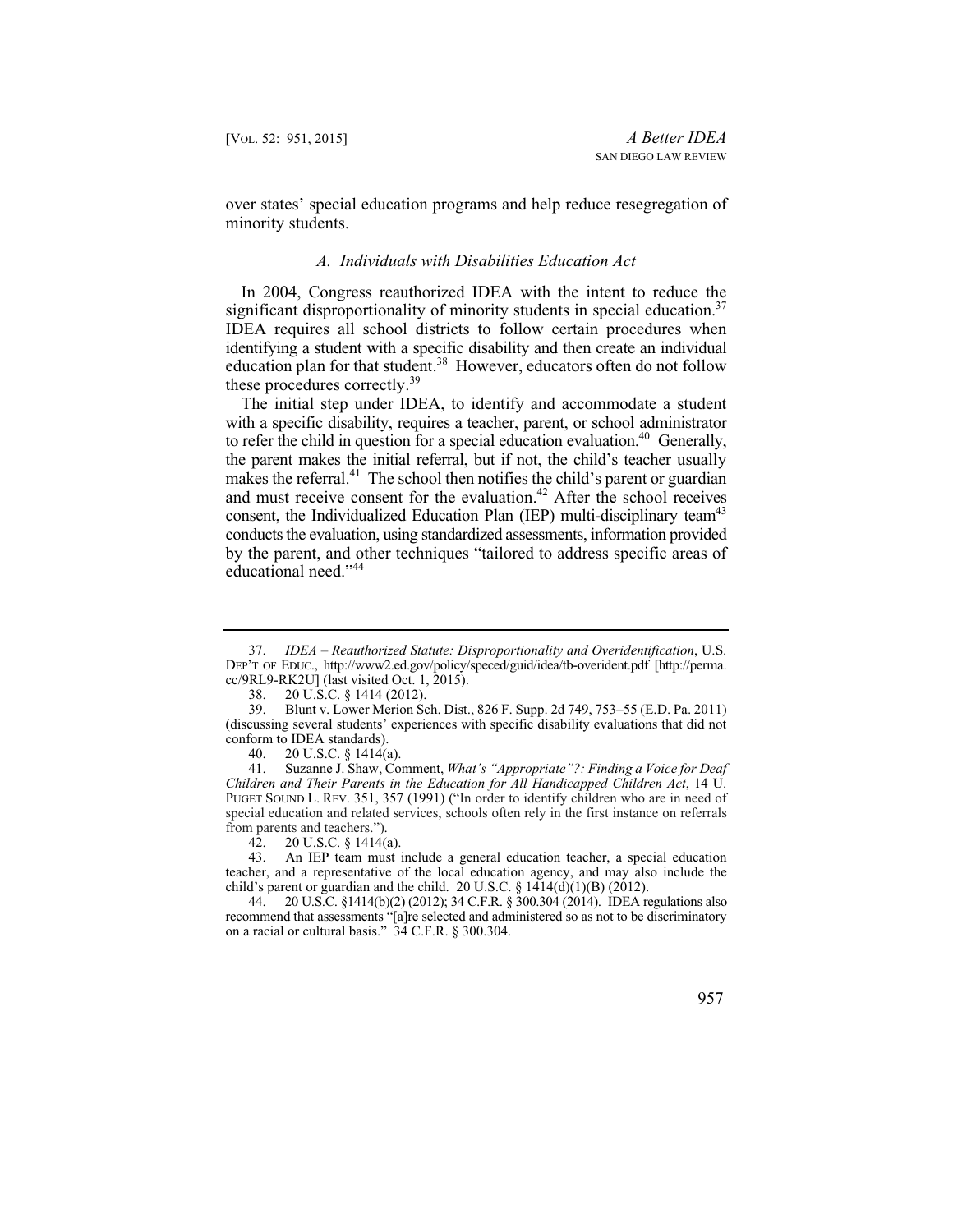over states' special education programs and help reduce resegregation of minority students.

### *A. Individuals with Disabilities Education Act*

In 2004, Congress reauthorized IDEA with the intent to reduce the significant disproportionality of minority students in special education.[37] IDEA requires all school districts to follow certain procedures when identifying a student with a specific disability and then create an individual education plan for that student.[38] However, educators often do not follow these procedures correctly.[39]

The initial step under IDEA, to identify and accommodate a student with a specific disability, requires a teacher, parent, or school administrator to refer the child in question for a special education evaluation.[40] Generally, the parent makes the initial referral, but if not, the child's teacher usually makes the referral.[41] The school then notifies the child's parent or guardian and must receive consent for the evaluation.[42] After the school receives consent, the Individualized Education Plan (IEP) multi-disciplinary team[43] conducts the evaluation, using standardized assessments, information provided by the parent, and other techniques "tailored to address specific areas of educational need."[44]

---

37. *IDEA – Reauthorized Statute: Disproportionality and Overidentification*, U.S. DEP'T OF EDUC., http://www2.ed.gov/policy/speced/guid/idea/tb-overident.pdf [http://perma.cc/9RL9-RK2U] (last visited Oct. 1, 2015).

38. 20 U.S.C. § 1414 (2012).

39. Blunt v. Lower Merion Sch. Dist., 826 F. Supp. 2d 749, 753–55 (E.D. Pa. 2011) (discussing several students' experiences with specific disability evaluations that did not conform to IDEA standards).

40. 20 U.S.C. § 1414(a).

41. Suzanne J. Shaw, Comment, *What's "Appropriate"?: Finding a Voice for Deaf Children and Their Parents in the Education for All Handicapped Children Act*, 14 U. PUGET SOUND L. REV. 351, 357 (1991) ("In order to identify children who are in need of special education and related services, schools often rely in the first instance on referrals from parents and teachers.").

42. 20 U.S.C. § 1414(a).

43. An IEP team must include a general education teacher, a special education teacher, and a representative of the local education agency, and may also include the child's parent or guardian and the child. 20 U.S.C. § 1414(d)(1)(B) (2012).

44. 20 U.S.C. §1414(b)(2) (2012); 34 C.F.R. § 300.304 (2014). IDEA regulations also recommend that assessments "[a]re selected and administered so as not to be discriminatory on a racial or cultural basis." 34 C.F.R. § 300.304.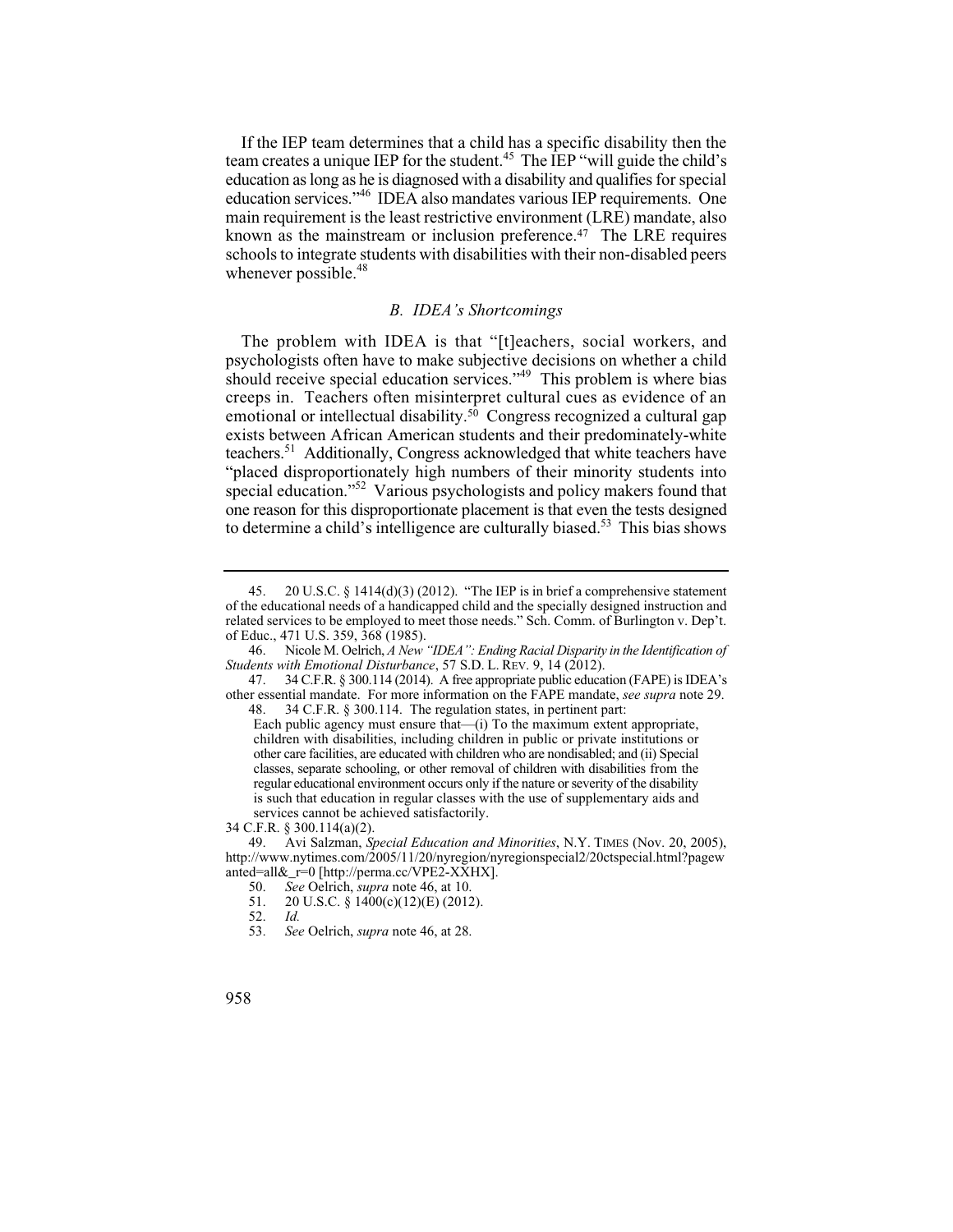If the IEP team determines that a child has a specific disability then the team creates a unique IEP for the student.[45] The IEP "will guide the child's education as long as he is diagnosed with a disability and qualifies for special education services."[46] IDEA also mandates various IEP requirements. One main requirement is the least restrictive environment (LRE) mandate, also known as the mainstream or inclusion preference.[47] The LRE requires schools to integrate students with disabilities with their non-disabled peers whenever possible.[48]

### *B. IDEA's Shortcomings*

The problem with IDEA is that "[t]eachers, social workers, and psychologists often have to make subjective decisions on whether a child should receive special education services."[49] This problem is where bias creeps in. Teachers often misinterpret cultural cues as evidence of an emotional or intellectual disability.[50] Congress recognized a cultural gap exists between African American students and their predominately-white teachers.[51] Additionally, Congress acknowledged that white teachers have "placed disproportionately high numbers of their minority students into special education."[52] Various psychologists and policy makers found that one reason for this disproportionate placement is that even the tests designed to determine a child's intelligence are culturally biased.[53] This bias shows

---

45. 20 U.S.C. § 1414(d)(3) (2012). "The IEP is in brief a comprehensive statement of the educational needs of a handicapped child and the specially designed instruction and related services to be employed to meet those needs." Sch. Comm. of Burlington v. Dep't. of Educ., 471 U.S. 359, 368 (1985).

46. Nicole M. Oelrich, *A New "IDEA": Ending Racial Disparity in the Identification of Students with Emotional Disturbance*, 57 S.D. L. REV. 9, 14 (2012).

47. 34 C.F.R. § 300.114 (2014). A free appropriate public education (FAPE) is IDEA's other essential mandate. For more information on the FAPE mandate, *see supra* note 29.

48. 34 C.F.R. § 300.114. The regulation states, in pertinent part:

> Each public agency must ensure that—(i) To the maximum extent appropriate, children with disabilities, including children in public or private institutions or other care facilities, are educated with children who are nondisabled; and (ii) Special classes, separate schooling, or other removal of children with disabilities from the regular educational environment occurs only if the nature or severity of the disability is such that education in regular classes with the use of supplementary aids and services cannot be achieved satisfactorily.

34 C.F.R. § 300.114(a)(2).

49. Avi Salzman, *Special Education and Minorities*, N.Y. TIMES (Nov. 20, 2005), http://www.nytimes.com/2005/11/20/nyregion/nyregionspecial2/20ctspecial.html?pagewanted=all&_r=0 [http://perma.cc/VPE2-XXHX].

50. *See* Oelrich, *supra* note 46, at 10.

51. 20 U.S.C. § 1400(c)(12)(E) (2012).

52. *Id.*

53. *See* Oelrich, *supra* note 46, at 28.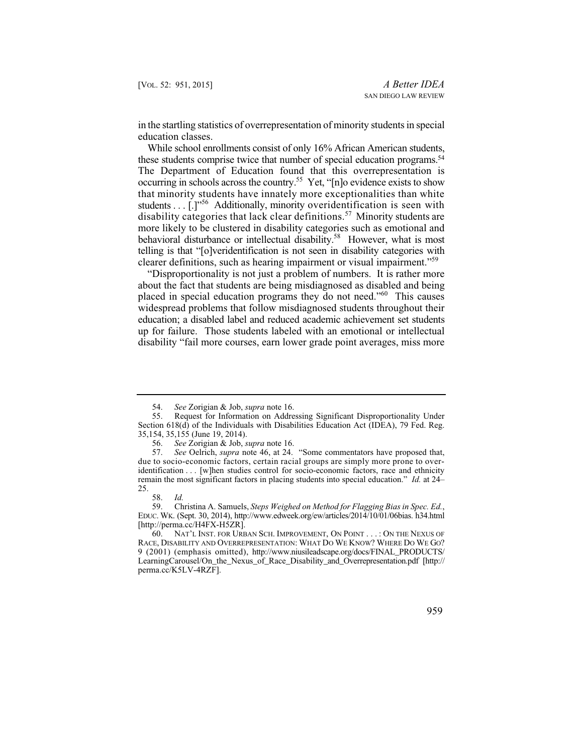in the startling statistics of overrepresentation of minority students in special education classes.

While school enrollments consist of only 16% African American students, these students comprise twice that number of special education programs.[54] The Department of Education found that this overrepresentation is occurring in schools across the country.[55] Yet, "[n]o evidence exists to show that minority students have innately more exceptionalities than white students . . . [.]"[56] Additionally, minority overidentification is seen with disability categories that lack clear definitions.[57] Minority students are more likely to be clustered in disability categories such as emotional and behavioral disturbance or intellectual disability.[58] However, what is most telling is that "[o]veridentification is not seen in disability categories with clearer definitions, such as hearing impairment or visual impairment."[59]

"Disproportionality is not just a problem of numbers. It is rather more about the fact that students are being misdiagnosed as disabled and being placed in special education programs they do not need."[60] This causes widespread problems that follow misdiagnosed students throughout their education; a disabled label and reduced academic achievement set students up for failure. Those students labeled with an emotional or intellectual disability "fail more courses, earn lower grade point averages, miss more

---

54. *See* Zorigian & Job, *supra* note 16.

55. Request for Information on Addressing Significant Disproportionality Under Section 618(d) of the Individuals with Disabilities Education Act (IDEA), 79 Fed. Reg. 35,154, 35,155 (June 19, 2014).

56. *See* Zorigian & Job, *supra* note 16.

57. *See* Oelrich, *supra* note 46, at 24. "Some commentators have proposed that, due to socio-economic factors, certain racial groups are simply more prone to over-identification . . . [w]hen studies control for socio-economic factors, race and ethnicity remain the most significant factors in placing students into special education." *Id.* at 24–25.

58. *Id.*

59. Christina A. Samuels, *Steps Weighed on Method for Flagging Bias in Spec. Ed.*, EDUC. WK. (Sept. 30, 2014), http://www.edweek.org/ew/articles/2014/10/01/06bias.h34.html [http://perma.cc/H4FX-H5ZR].

60. NAT'L INST. FOR URBAN SCH. IMPROVEMENT, ON POINT . . . : ON THE NEXUS OF RACE, DISABILITY AND OVERREPRESENTATION: WHAT DO WE KNOW? WHERE DO WE GO? 9 (2001) (emphasis omitted), http://www.niusileadscape.org/docs/FINAL_PRODUCTS/LearningCarousel/On_the_Nexus_of_Race_Disability_and_Overrepresentation.pdf [http://perma.cc/K5LV-4RZF].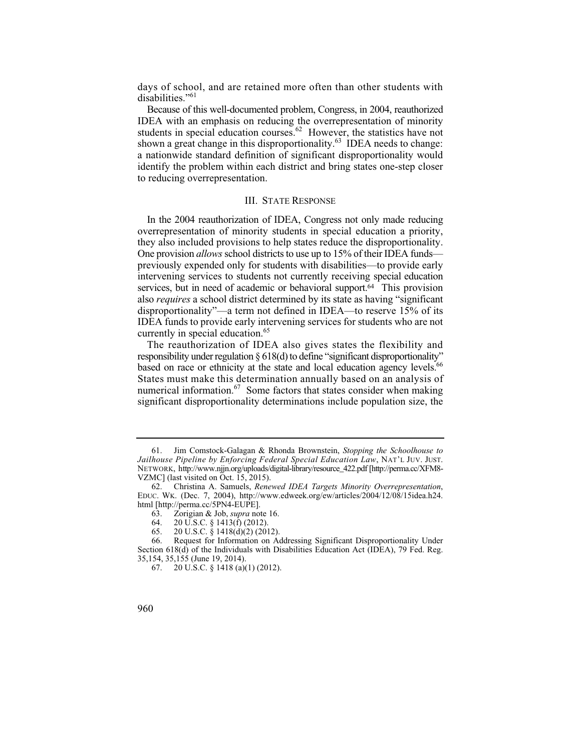days of school, and are retained more often than other students with disabilities."[61]

Because of this well-documented problem, Congress, in 2004, reauthorized IDEA with an emphasis on reducing the overrepresentation of minority students in special education courses.[62] However, the statistics have not shown a great change in this disproportionality.[63] IDEA needs to change: a nationwide standard definition of significant disproportionality would identify the problem within each district and bring states one-step closer to reducing overrepresentation.

## III. STATE RESPONSE

In the 2004 reauthorization of IDEA, Congress not only made reducing overrepresentation of minority students in special education a priority, they also included provisions to help states reduce the disproportionality. One provision *allows* school districts to use up to 15% of their IDEA funds—previously expended only for students with disabilities—to provide early intervening services to students not currently receiving special education services, but in need of academic or behavioral support.[64] This provision also *requires* a school district determined by its state as having "significant disproportionality"—a term not defined in IDEA—to reserve 15% of its IDEA funds to provide early intervening services for students who are not currently in special education.[65]

The reauthorization of IDEA also gives states the flexibility and responsibility under regulation § 618(d) to define "significant disproportionality" based on race or ethnicity at the state and local education agency levels.[66] States must make this determination annually based on an analysis of numerical information.[67] Some factors that states consider when making significant disproportionality determinations include population size, the

---

61. Jim Comstock-Galagan & Rhonda Brownstein, *Stopping the Schoolhouse to Jailhouse Pipeline by Enforcing Federal Special Education Law*, NAT'L JUV. JUST. NETWORK, http://www.njjn.org/uploads/digital-library/resource_422.pdf [http://perma.cc/XFM8-VZMC] (last visited on Oct. 15, 2015).

62. Christina A. Samuels, *Renewed IDEA Targets Minority Overrepresentation*, EDUC. WK. (Dec. 7, 2004), http://www.edweek.org/ew/articles/2004/12/08/15idea.h24.html [http://perma.cc/5PN4-EUPE].

63. Zorigian & Job, *supra* note 16.

64. 20 U.S.C. § 1413(f) (2012).

65. 20 U.S.C. § 1418(d)(2) (2012).

66. Request for Information on Addressing Significant Disproportionality Under Section 618(d) of the Individuals with Disabilities Education Act (IDEA), 79 Fed. Reg. 35,154, 35,155 (June 19, 2014).

67. 20 U.S.C. § 1418 (a)(1) (2012).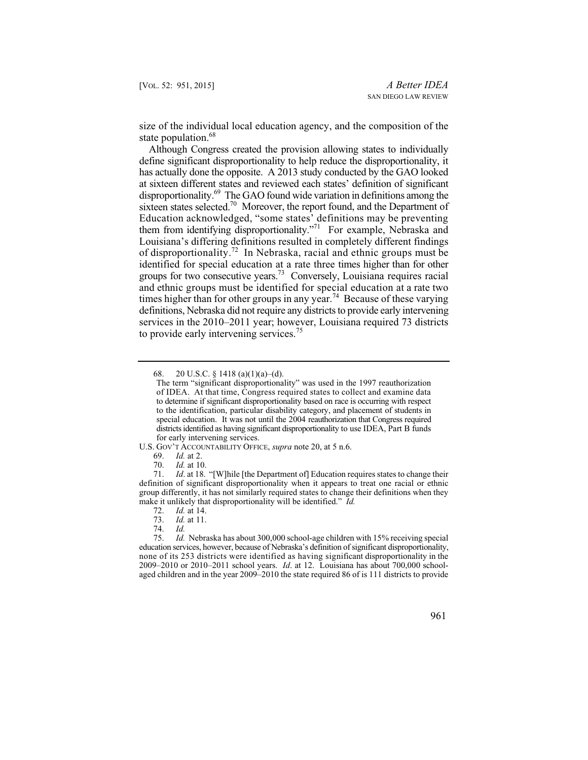size of the individual local education agency, and the composition of the state population.[68]

Although Congress created the provision allowing states to individually define significant disproportionality to help reduce the disproportionality, it has actually done the opposite. A 2013 study conducted by the GAO looked at sixteen different states and reviewed each states' definition of significant disproportionality.[69] The GAO found wide variation in definitions among the sixteen states selected.[70] Moreover, the report found, and the Department of Education acknowledged, "some states' definitions may be preventing them from identifying disproportionality."[71] For example, Nebraska and Louisiana's differing definitions resulted in completely different findings of disproportionality.[72] In Nebraska, racial and ethnic groups must be identified for special education at a rate three times higher than for other groups for two consecutive years.[73] Conversely, Louisiana requires racial and ethnic groups must be identified for special education at a rate two times higher than for other groups in any year.[74] Because of these varying definitions, Nebraska did not require any districts to provide early intervening services in the 2010–2011 year; however, Louisiana required 73 districts to provide early intervening services.[75]

---

68. 20 U.S.C. § 1418 (a)(1)(a)–(d).

> The term "significant disproportionality" was used in the 1997 reauthorization of IDEA. At that time, Congress required states to collect and examine data to determine if significant disproportionality based on race is occurring with respect to the identification, particular disability category, and placement of students in special education. It was not until the 2004 reauthorization that Congress required districts identified as having significant disproportionality to use IDEA, Part B funds for early intervening services.

U.S. GOV'T ACCOUNTABILITY OFFICE, *supra* note 20, at 5 n.6.

69. *Id.* at 2.

70. *Id.* at 10.

71. *Id*. at 18. "[W]hile [the Department of] Education requires states to change their definition of significant disproportionality when it appears to treat one racial or ethnic group differently, it has not similarly required states to change their definitions when they make it unlikely that disproportionality will be identified." *Id.*

72. *Id.* at 14.

73. *Id.* at 11.

74. *Id.*

75. *Id.* Nebraska has about 300,000 school-age children with 15% receiving special education services, however, because of Nebraska's definition of significant disproportionality, none of its 253 districts were identified as having significant disproportionality in the 2009–2010 or 2010–2011 school years. *Id*. at 12. Louisiana has about 700,000 school-aged children and in the year 2009–2010 the state required 86 of is 111 districts to provide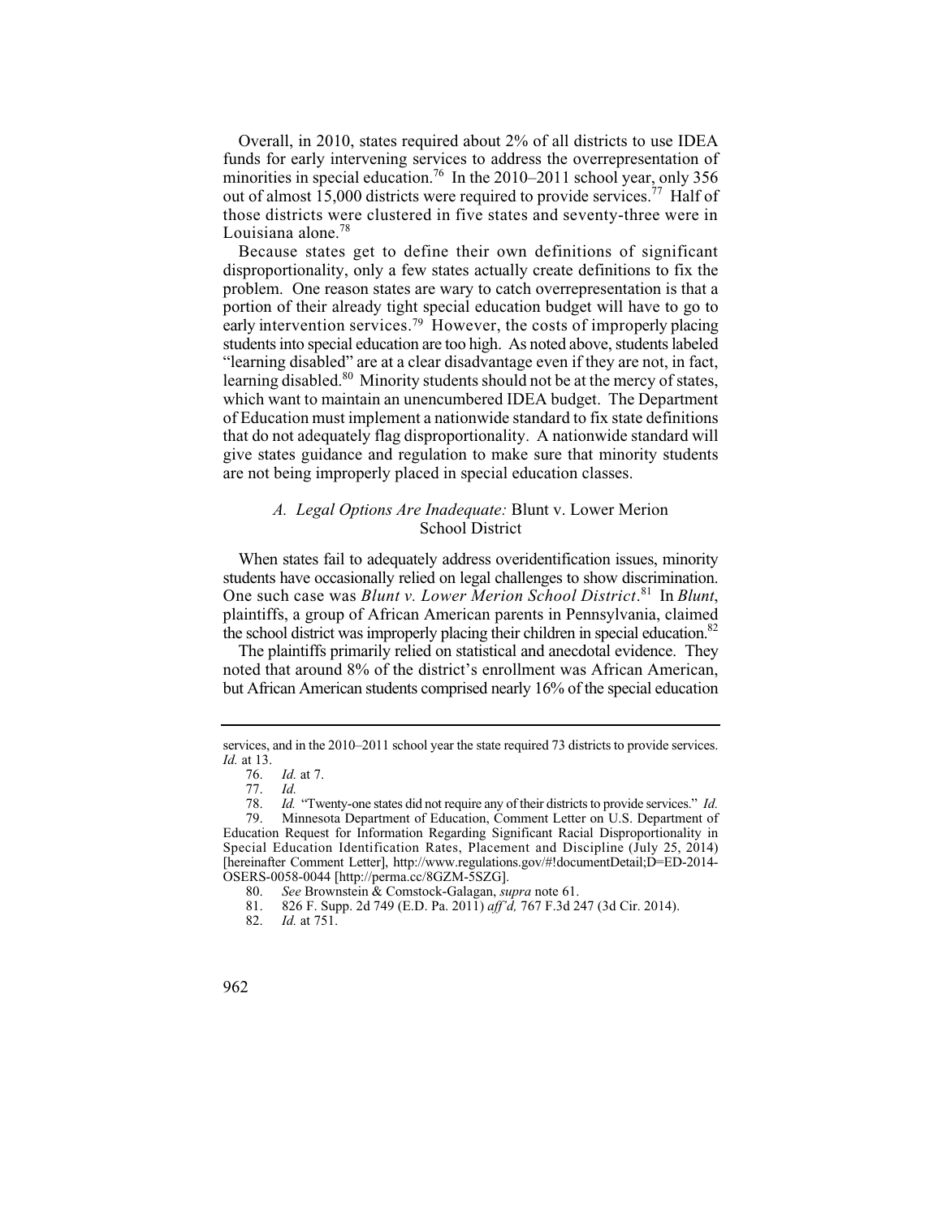Overall, in 2010, states required about 2% of all districts to use IDEA funds for early intervening services to address the overrepresentation of minorities in special education.[76] In the 2010–2011 school year, only 356 out of almost 15,000 districts were required to provide services.[77] Half of those districts were clustered in five states and seventy-three were in Louisiana alone.[78]

Because states get to define their own definitions of significant disproportionality, only a few states actually create definitions to fix the problem. One reason states are wary to catch overrepresentation is that a portion of their already tight special education budget will have to go to early intervention services.[79] However, the costs of improperly placing students into special education are too high. As noted above, students labeled "learning disabled" are at a clear disadvantage even if they are not, in fact, learning disabled.[80] Minority students should not be at the mercy of states, which want to maintain an unencumbered IDEA budget. The Department of Education must implement a nationwide standard to fix state definitions that do not adequately flag disproportionality. A nationwide standard will give states guidance and regulation to make sure that minority students are not being improperly placed in special education classes.

### *A. Legal Options Are Inadequate:* Blunt v. Lower Merion School District

When states fail to adequately address overidentification issues, minority students have occasionally relied on legal challenges to show discrimination. One such case was *Blunt v. Lower Merion School District*.[81] In *Blunt*, plaintiffs, a group of African American parents in Pennsylvania, claimed the school district was improperly placing their children in special education.[82]

The plaintiffs primarily relied on statistical and anecdotal evidence. They noted that around 8% of the district's enrollment was African American, but African American students comprised nearly 16% of the special education

---

services, and in the 2010–2011 school year the state required 73 districts to provide services. *Id.* at 13.

76. *Id.* at 7.

77. *Id.*

78. *Id.* "Twenty-one states did not require any of their districts to provide services." *Id.*

79. Minnesota Department of Education, Comment Letter on U.S. Department of Education Request for Information Regarding Significant Racial Disproportionality in Special Education Identification Rates, Placement and Discipline (July 25, 2014) [hereinafter Comment Letter], http://www.regulations.gov/#!documentDetail;D=ED-2014-OSERS-0058-0044 [http://perma.cc/8GZM-5SZG].

80. *See* Brownstein & Comstock-Galagan, *supra* note 61.

81. 826 F. Supp. 2d 749 (E.D. Pa. 2011) *aff'd,* 767 F.3d 247 (3d Cir. 2014).

82. *Id.* at 751.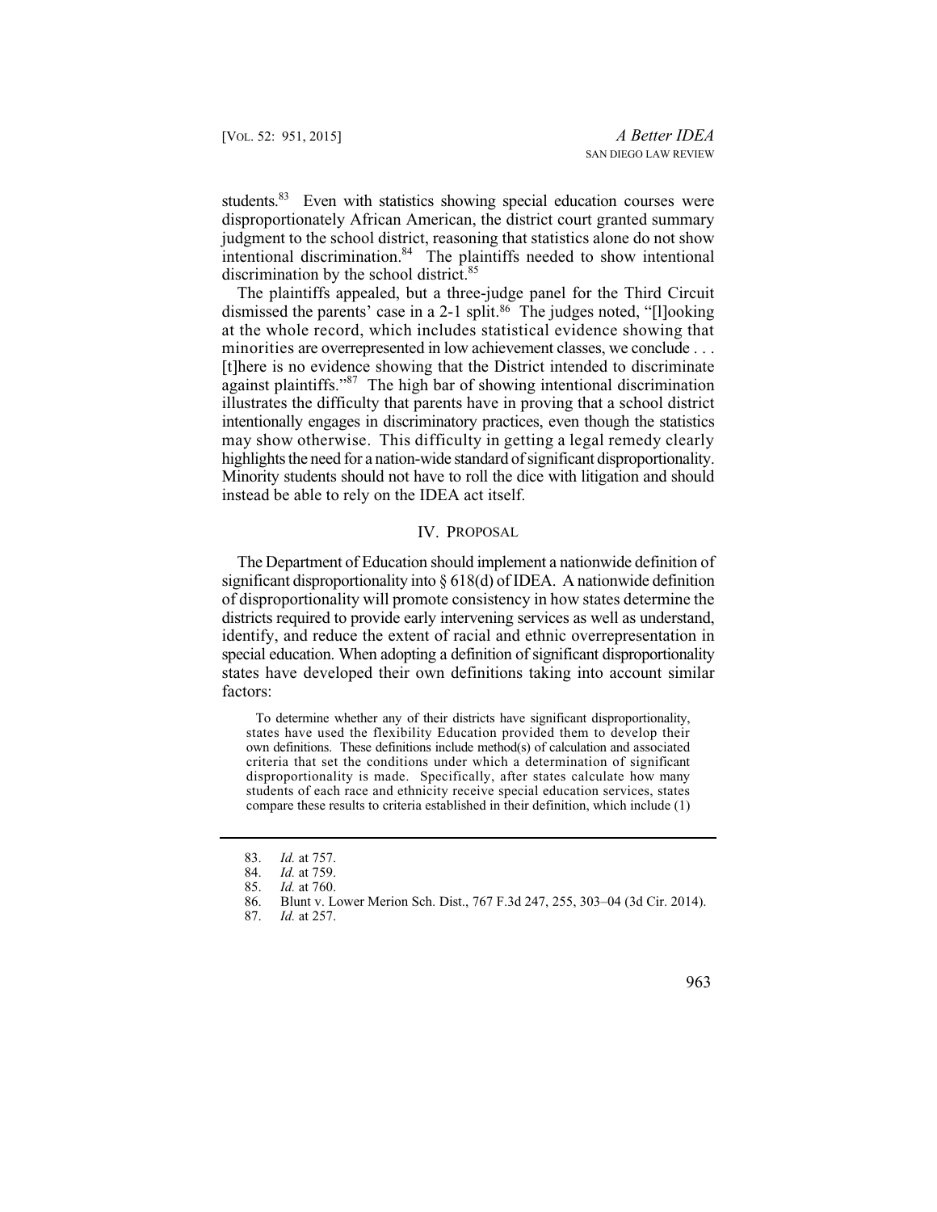students.[83] Even with statistics showing special education courses were disproportionately African American, the district court granted summary judgment to the school district, reasoning that statistics alone do not show intentional discrimination.[84] The plaintiffs needed to show intentional discrimination by the school district.[85]

The plaintiffs appealed, but a three-judge panel for the Third Circuit dismissed the parents' case in a 2-1 split.[86] The judges noted, "[l]ooking at the whole record, which includes statistical evidence showing that minorities are overrepresented in low achievement classes, we conclude . . . [t]here is no evidence showing that the District intended to discriminate against plaintiffs."[87] The high bar of showing intentional discrimination illustrates the difficulty that parents have in proving that a school district intentionally engages in discriminatory practices, even though the statistics may show otherwise. This difficulty in getting a legal remedy clearly highlights the need for a nation-wide standard of significant disproportionality. Minority students should not have to roll the dice with litigation and should instead be able to rely on the IDEA act itself.

## IV. PROPOSAL

The Department of Education should implement a nationwide definition of significant disproportionality into § 618(d) of IDEA. A nationwide definition of disproportionality will promote consistency in how states determine the districts required to provide early intervening services as well as understand, identify, and reduce the extent of racial and ethnic overrepresentation in special education. When adopting a definition of significant disproportionality states have developed their own definitions taking into account similar factors:

> To determine whether any of their districts have significant disproportionality, states have used the flexibility Education provided them to develop their own definitions. These definitions include method(s) of calculation and associated criteria that set the conditions under which a determination of significant disproportionality is made. Specifically, after states calculate how many students of each race and ethnicity receive special education services, states compare these results to criteria established in their definition, which include (1)

---

83. *Id.* at 757.
84. *Id.* at 759.
85. *Id.* at 760.
86. Blunt v. Lower Merion Sch. Dist., 767 F.3d 247, 255, 303–04 (3d Cir. 2014).
87. *Id.* at 257.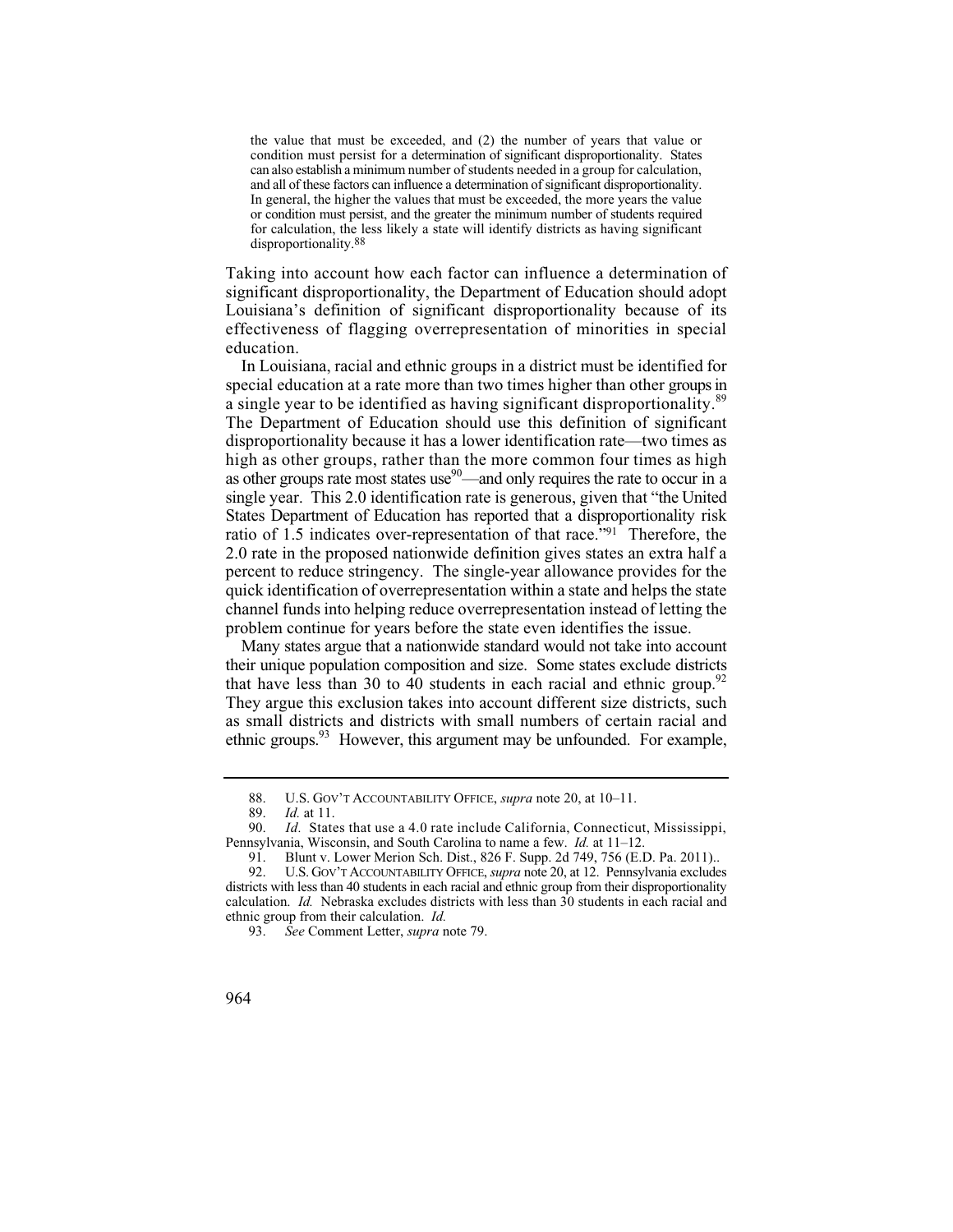> the value that must be exceeded, and (2) the number of years that value or condition must persist for a determination of significant disproportionality. States can also establish a minimum number of students needed in a group for calculation, and all of these factors can influence a determination of significant disproportionality. In general, the higher the values that must be exceeded, the more years the value or condition must persist, and the greater the minimum number of students required for calculation, the less likely a state will identify districts as having significant disproportionality.[88]

Taking into account how each factor can influence a determination of significant disproportionality, the Department of Education should adopt Louisiana's definition of significant disproportionality because of its effectiveness of flagging overrepresentation of minorities in special education.

In Louisiana, racial and ethnic groups in a district must be identified for special education at a rate more than two times higher than other groups in a single year to be identified as having significant disproportionality.[89] The Department of Education should use this definition of significant disproportionality because it has a lower identification rate—two times as high as other groups, rather than the more common four times as high as other groups rate most states use[90]—and only requires the rate to occur in a single year. This 2.0 identification rate is generous, given that "the United States Department of Education has reported that a disproportionality risk ratio of 1.5 indicates over-representation of that race."[91] Therefore, the 2.0 rate in the proposed nationwide definition gives states an extra half a percent to reduce stringency. The single-year allowance provides for the quick identification of overrepresentation within a state and helps the state channel funds into helping reduce overrepresentation instead of letting the problem continue for years before the state even identifies the issue.

Many states argue that a nationwide standard would not take into account their unique population composition and size. Some states exclude districts that have less than 30 to 40 students in each racial and ethnic group.[92] They argue this exclusion takes into account different size districts, such as small districts and districts with small numbers of certain racial and ethnic groups.[93] However, this argument may be unfounded. For example,

---

88. U.S. GOV'T ACCOUNTABILITY OFFICE, *supra* note 20, at 10–11.

89. *Id.* at 11.

90. *Id.* States that use a 4.0 rate include California, Connecticut, Mississippi, Pennsylvania, Wisconsin, and South Carolina to name a few. *Id.* at 11–12.

91. Blunt v. Lower Merion Sch. Dist., 826 F. Supp. 2d 749, 756 (E.D. Pa. 2011)..

92. U.S. GOV'T ACCOUNTABILITY OFFICE, *supra* note 20, at 12. Pennsylvania excludes districts with less than 40 students in each racial and ethnic group from their disproportionality calculation. *Id.* Nebraska excludes districts with less than 30 students in each racial and ethnic group from their calculation. *Id.*

93. *See* Comment Letter, *supra* note 79.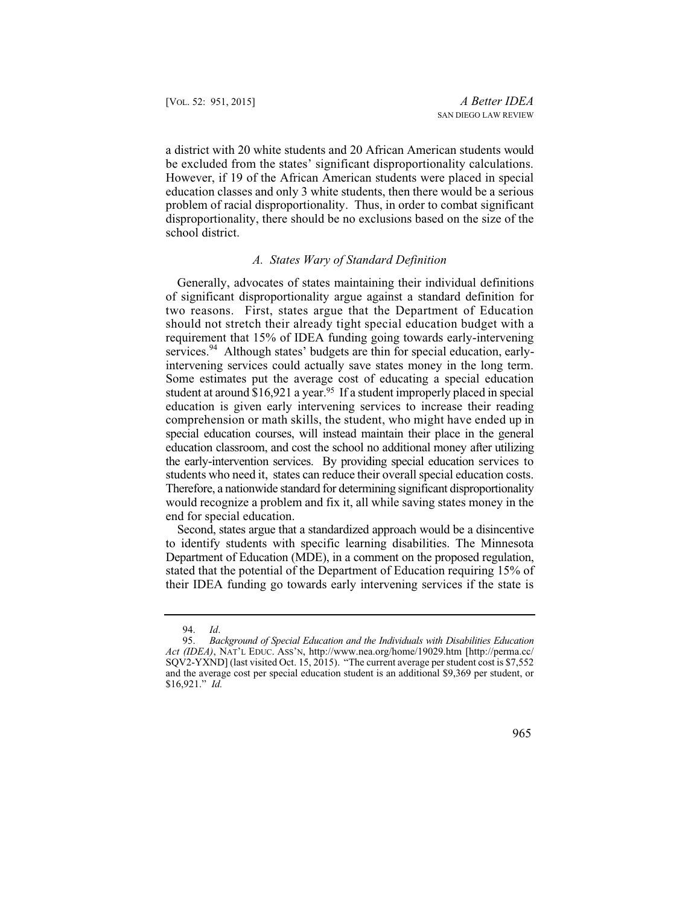a district with 20 white students and 20 African American students would be excluded from the states' significant disproportionality calculations. However, if 19 of the African American students were placed in special education classes and only 3 white students, then there would be a serious problem of racial disproportionality. Thus, in order to combat significant disproportionality, there should be no exclusions based on the size of the school district.

### *A. States Wary of Standard Definition*

Generally, advocates of states maintaining their individual definitions of significant disproportionality argue against a standard definition for two reasons. First, states argue that the Department of Education should not stretch their already tight special education budget with a requirement that 15% of IDEA funding going towards early-intervening services.[94] Although states' budgets are thin for special education, early-intervening services could actually save states money in the long term. Some estimates put the average cost of educating a special education student at around $16,921 a year.[95] If a student improperly placed in special education is given early intervening services to increase their reading comprehension or math skills, the student, who might have ended up in special education courses, will instead maintain their place in the general education classroom, and cost the school no additional money after utilizing the early-intervention services. By providing special education services to students who need it, states can reduce their overall special education costs. Therefore, a nationwide standard for determining significant disproportionality would recognize a problem and fix it, all while saving states money in the end for special education.

Second, states argue that a standardized approach would be a disincentive to identify students with specific learning disabilities. The Minnesota Department of Education (MDE), in a comment on the proposed regulation, stated that the potential of the Department of Education requiring 15% of their IDEA funding go towards early intervening services if the state is

---

94. *Id*.

95. *Background of Special Education and the Individuals with Disabilities Education Act (IDEA)*, NAT'L EDUC. ASS'N, http://www.nea.org/home/19029.htm [http://perma.cc/SQV2-YXND] (last visited Oct. 15, 2015). "The current average per student cost is $7,552 and the average cost per special education student is an additional $9,369 per student, or $16,921." *Id.*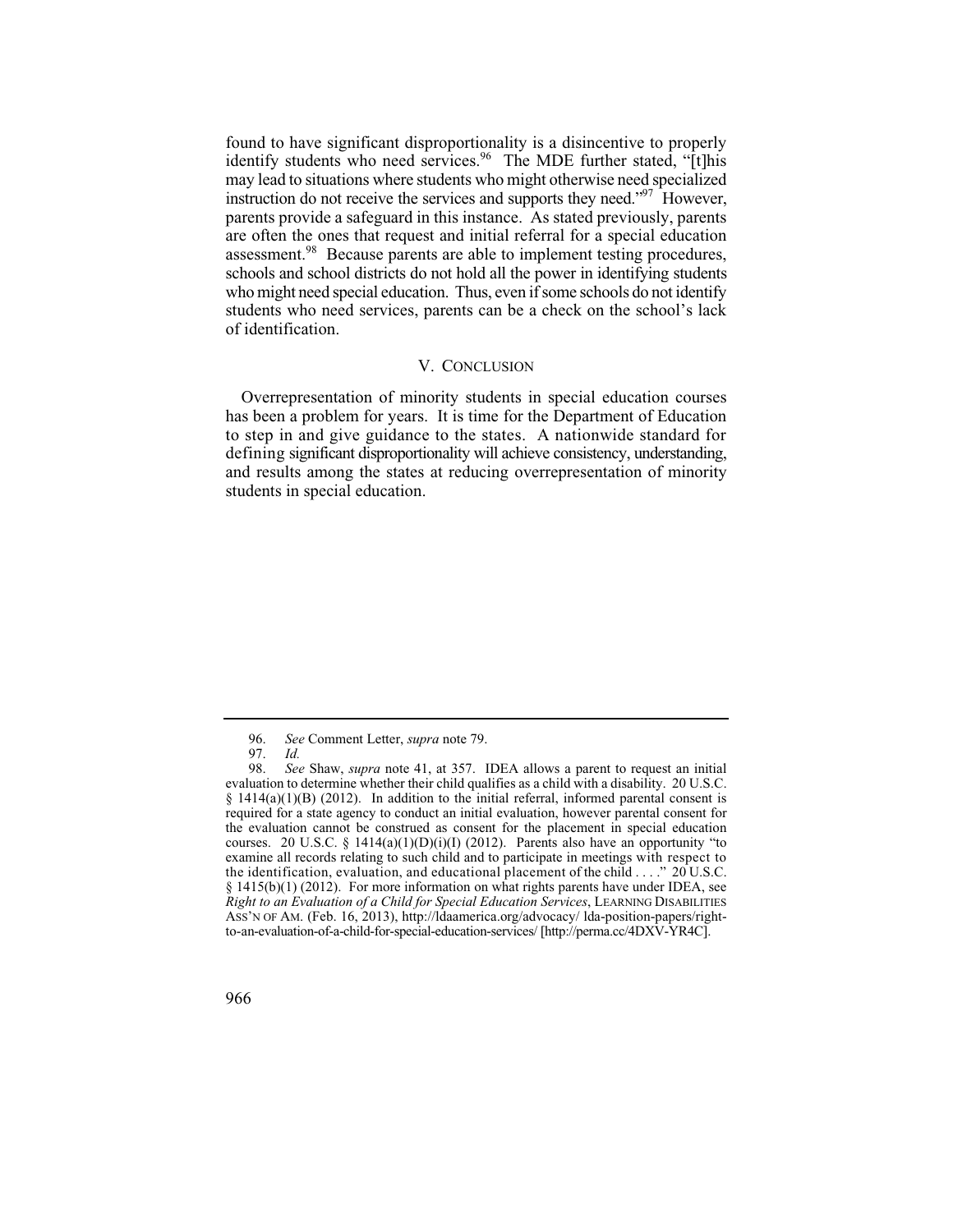found to have significant disproportionality is a disincentive to properly identify students who need services.[96] The MDE further stated, "[t]his may lead to situations where students who might otherwise need specialized instruction do not receive the services and supports they need."[97] However, parents provide a safeguard in this instance. As stated previously, parents are often the ones that request and initial referral for a special education assessment.[98] Because parents are able to implement testing procedures, schools and school districts do not hold all the power in identifying students who might need special education. Thus, even if some schools do not identify students who need services, parents can be a check on the school's lack of identification.

## V. CONCLUSION

Overrepresentation of minority students in special education courses has been a problem for years. It is time for the Department of Education to step in and give guidance to the states. A nationwide standard for defining significant disproportionality will achieve consistency, understanding, and results among the states at reducing overrepresentation of minority students in special education.

---

96. *See* Comment Letter, *supra* note 79.

97. *Id.*

98. *See* Shaw, *supra* note 41, at 357. IDEA allows a parent to request an initial evaluation to determine whether their child qualifies as a child with a disability. 20 U.S.C. § 1414(a)(1)(B) (2012). In addition to the initial referral, informed parental consent is required for a state agency to conduct an initial evaluation, however parental consent for the evaluation cannot be construed as consent for the placement in special education courses. 20 U.S.C. § 1414(a)(1)(D)(i)(I) (2012). Parents also have an opportunity "to examine all records relating to such child and to participate in meetings with respect to the identification, evaluation, and educational placement of the child . . . ." 20 U.S.C. § 1415(b)(1) (2012). For more information on what rights parents have under IDEA, see *Right to an Evaluation of a Child for Special Education Services*, LEARNING DISABILITIES ASS'N OF AM. (Feb. 16, 2013), http://ldaamerica.org/advocacy/ lda-position-papers/right-to-an-evaluation-of-a-child-for-special-education-services/ [http://perma.cc/4DXV-YR4C].